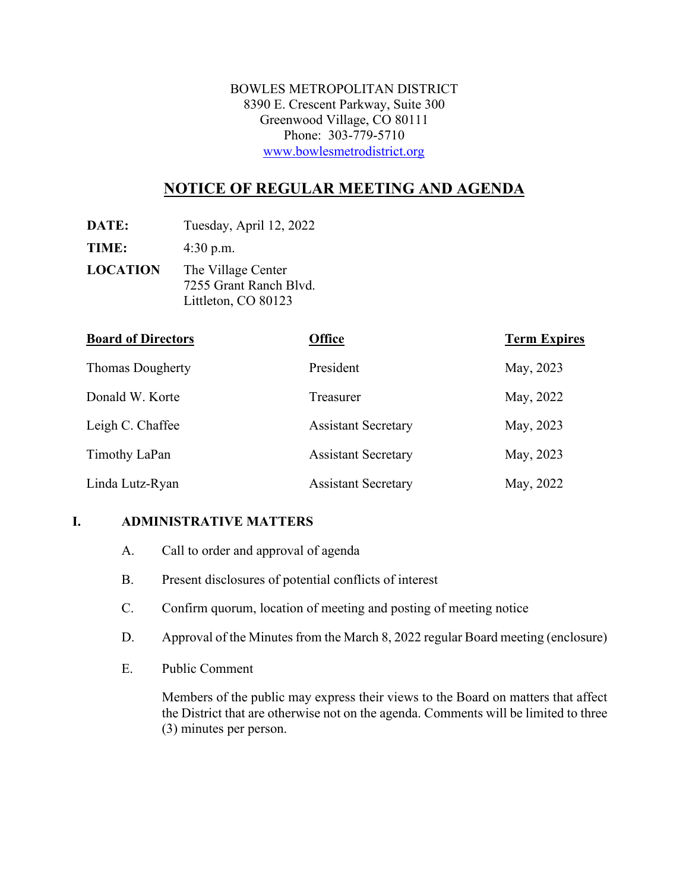BOWLES METROPOLITAN DISTRICT
8390 E. Crescent Parkway, Suite 300
Greenwood Village, CO 80111
Phone: 303-779-5710
www.bowlesmetrodistrict.org

# NOTICE OF REGULAR MEETING AND AGENDA

**DATE:** Tuesday, April 12, 2022

**TIME:** 4:30 p.m.

**LOCATION** The Village Center
7255 Grant Ranch Blvd.
Littleton, CO 80123

| **Board of Directors** | **Office** | **Term Expires** |
|---|---|---|
| Thomas Dougherty | President | May, 2023 |
| Donald W. Korte | Treasurer | May, 2022 |
| Leigh C. Chaffee | Assistant Secretary | May, 2023 |
| Timothy LaPan | Assistant Secretary | May, 2023 |
| Linda Lutz-Ryan | Assistant Secretary | May, 2022 |

## I. ADMINISTRATIVE MATTERS

A. Call to order and approval of agenda

B. Present disclosures of potential conflicts of interest

C. Confirm quorum, location of meeting and posting of meeting notice

D. Approval of the Minutes from the March 8, 2022 regular Board meeting (enclosure)

E. Public Comment

Members of the public may express their views to the Board on matters that affect the District that are otherwise not on the agenda. Comments will be limited to three (3) minutes per person.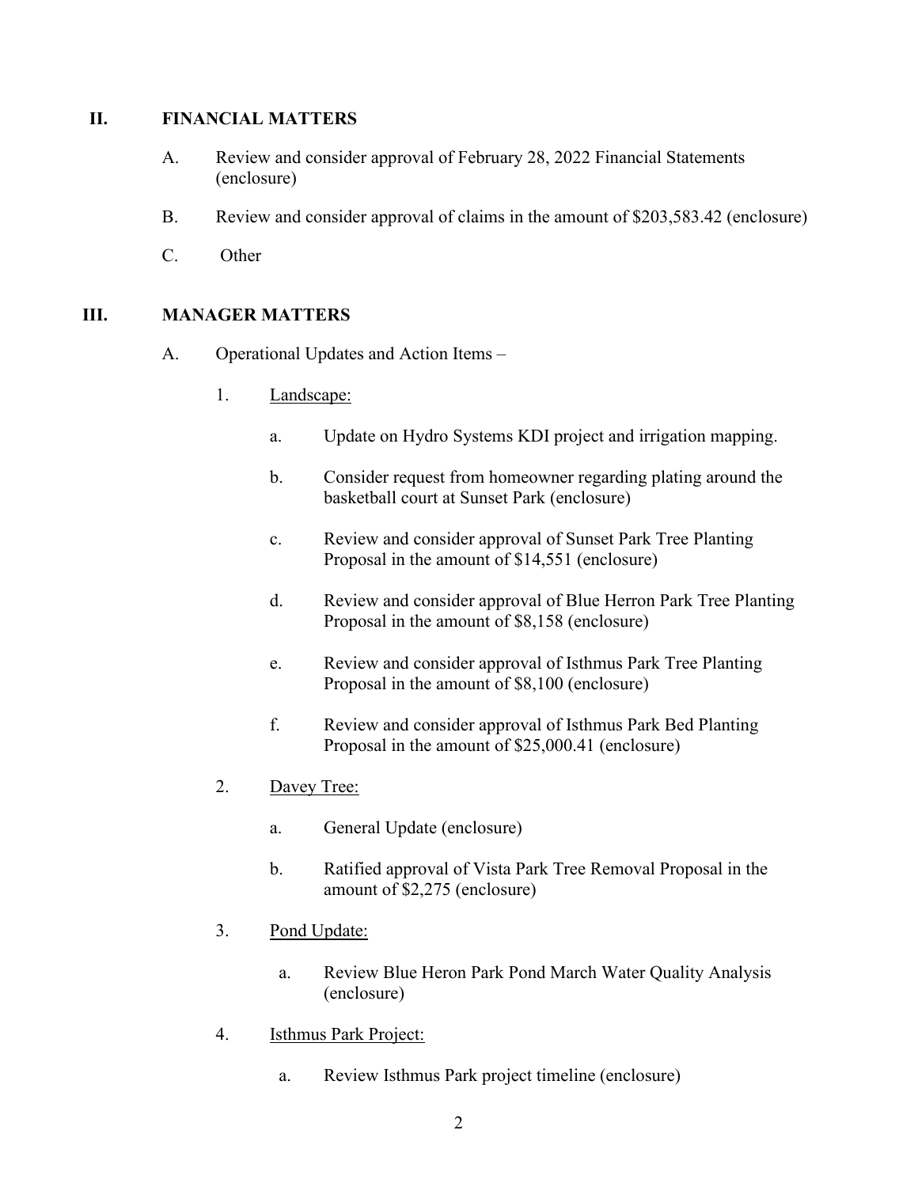## II. FINANCIAL MATTERS

A. Review and consider approval of February 28, 2022 Financial Statements (enclosure)

B. Review and consider approval of claims in the amount of $203,583.42 (enclosure)

C. Other

## III. MANAGER MATTERS

A. Operational Updates and Action Items –

1. Landscape:

   a. Update on Hydro Systems KDI project and irrigation mapping.

   b. Consider request from homeowner regarding plating around the basketball court at Sunset Park (enclosure)

   c. Review and consider approval of Sunset Park Tree Planting Proposal in the amount of $14,551 (enclosure)

   d. Review and consider approval of Blue Herron Park Tree Planting Proposal in the amount of $8,158 (enclosure)

   e. Review and consider approval of Isthmus Park Tree Planting Proposal in the amount of $8,100 (enclosure)

   f. Review and consider approval of Isthmus Park Bed Planting Proposal in the amount of $25,000.41 (enclosure)

2. Davey Tree:

   a. General Update (enclosure)

   b. Ratified approval of Vista Park Tree Removal Proposal in the amount of $2,275 (enclosure)

3. Pond Update:

   a. Review Blue Heron Park Pond March Water Quality Analysis (enclosure)

4. Isthmus Park Project:

   a. Review Isthmus Park project timeline (enclosure)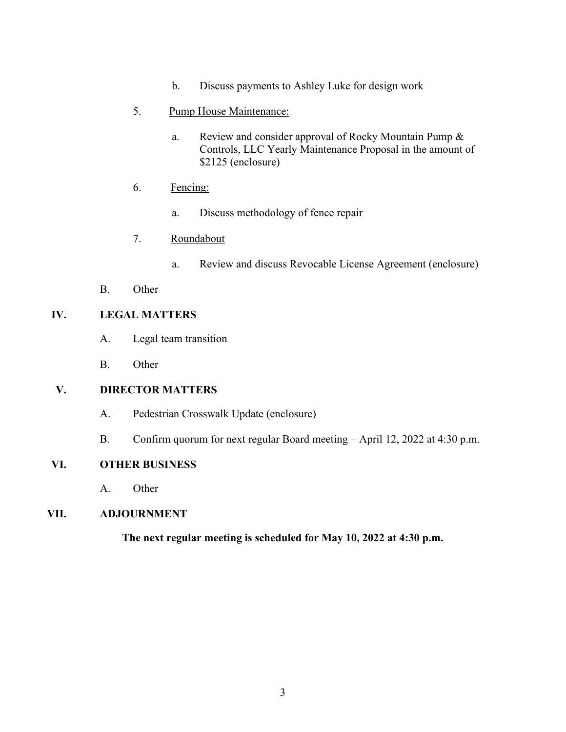b. Discuss payments to Ashley Luke for design work

5. Pump House Maintenance:

   a. Review and consider approval of Rocky Mountain Pump & Controls, LLC Yearly Maintenance Proposal in the amount of $2125 (enclosure)

6. Fencing:

   a. Discuss methodology of fence repair

7. Roundabout

   a. Review and discuss Revocable License Agreement (enclosure)

B. Other

## IV. LEGAL MATTERS

A. Legal team transition

B. Other

## V. DIRECTOR MATTERS

A. Pedestrian Crosswalk Update (enclosure)

B. Confirm quorum for next regular Board meeting – April 12, 2022 at 4:30 p.m.

## VI. OTHER BUSINESS

A. Other

## VII. ADJOURNMENT

**The next regular meeting is scheduled for May 10, 2022 at 4:30 p.m.**